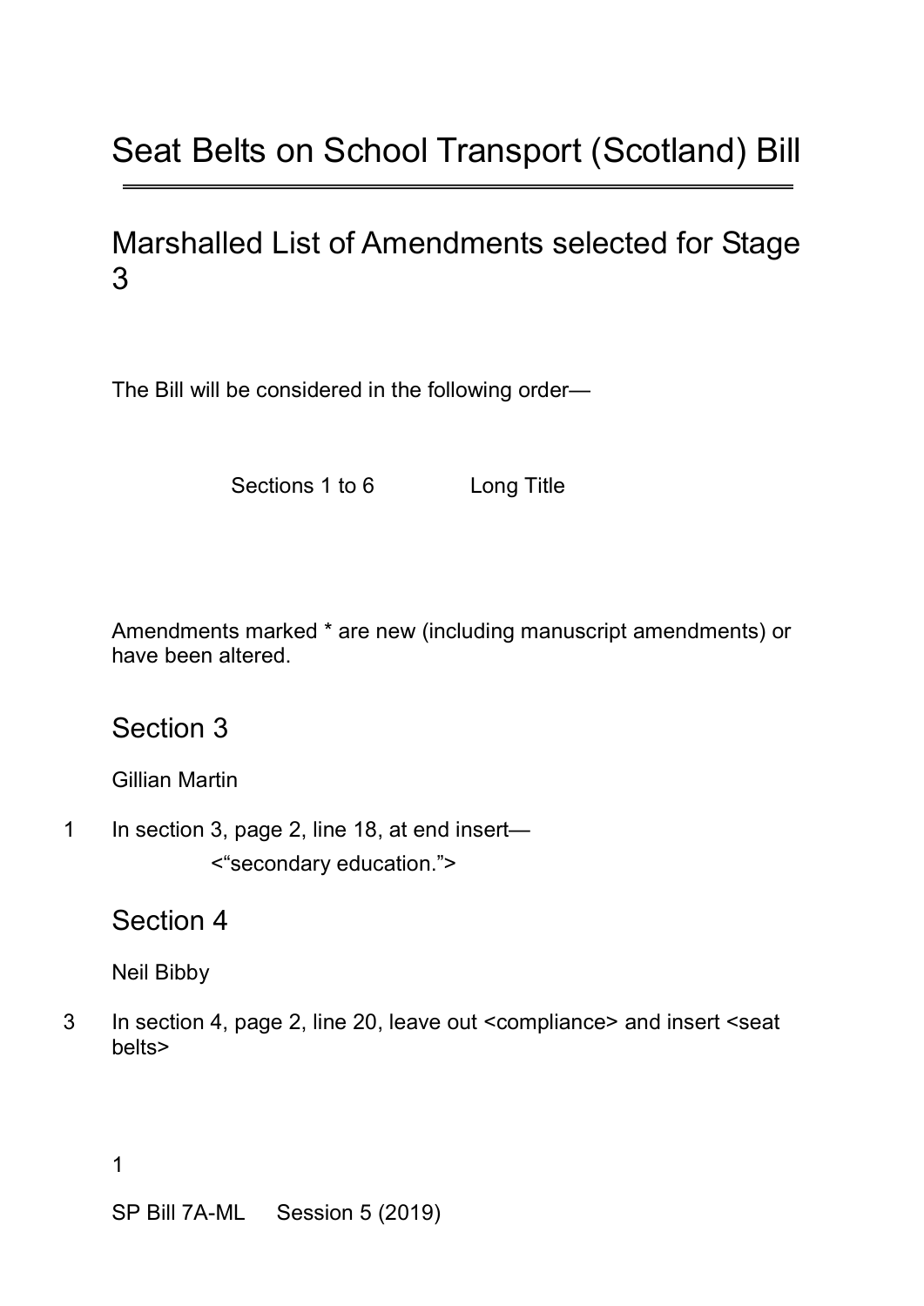# Seat Belts on School Transport (Scotland) Bill

## Marshalled List of Amendments selected for Stage 3

The Bill will be considered in the following order—

Sections 1 to 6 Long Title

Amendments marked * are new (including manuscript amendments) or have been altered.

## Section 3

Gillian Martin

1 In section 3, page 2, line 18, at end insert—

<“secondary education.”>

## Section 4

Neil Bibby

3 In section 4, page 2, line 20, leave out <compliance> and insert <seat belts>

SP Bill 7A-ML Session 5 (2019)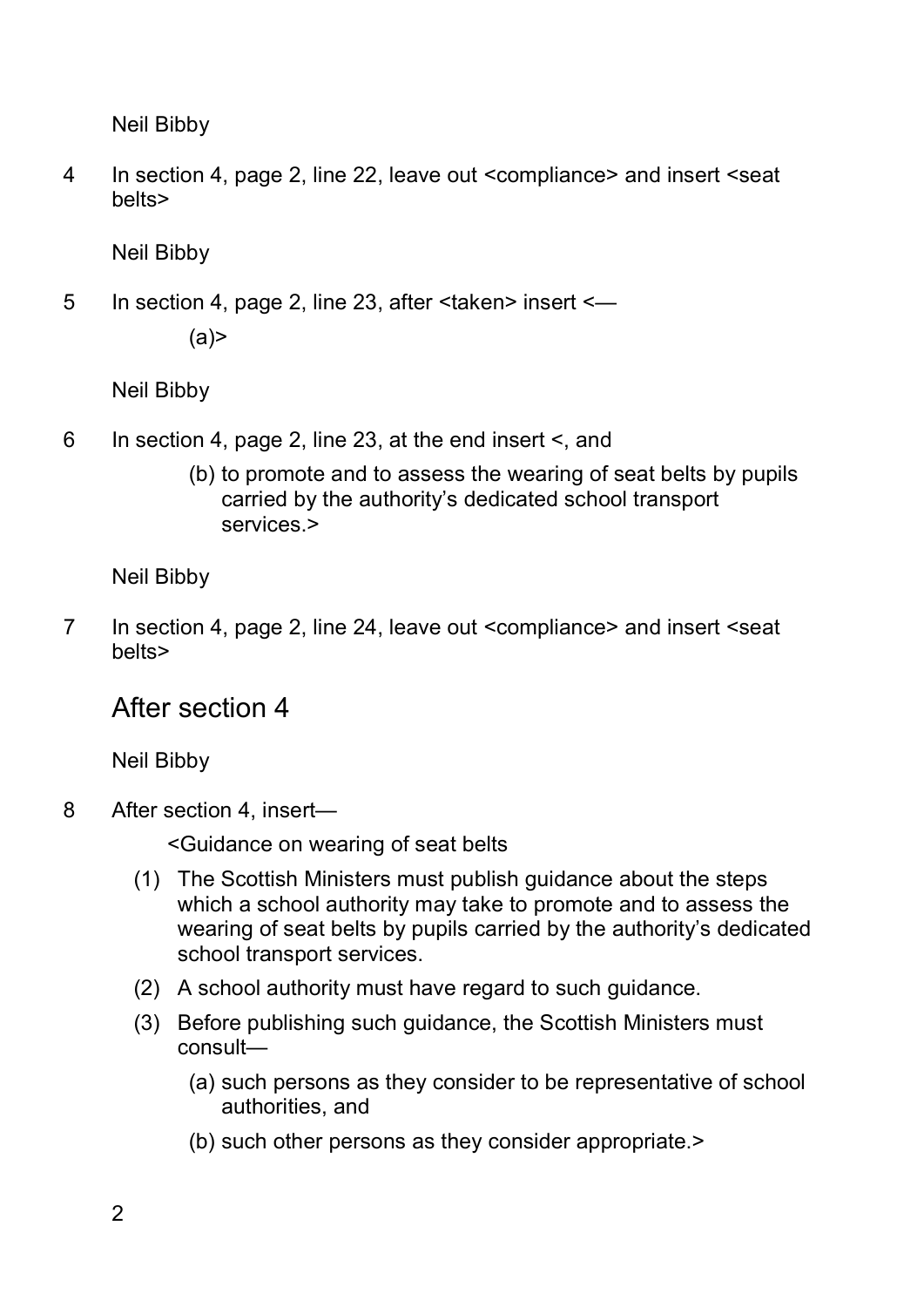Neil Bibby

4 In section 4, page 2, line 22, leave out <compliance> and insert <seat belts>

Neil Bibby

5 In section 4, page 2, line 23, after <taken> insert <—

(a)>

Neil Bibby

6 In section 4, page 2, line 23, at the end insert <, and

(b) to promote and to assess the wearing of seat belts by pupils carried by the authority's dedicated school transport services.>

Neil Bibby

7 In section 4, page 2, line 24, leave out <compliance> and insert <seat belts>

## After section 4

Neil Bibby

8 After section 4, insert—

<Guidance on wearing of seat belts

(1) The Scottish Ministers must publish guidance about the steps which a school authority may take to promote and to assess the wearing of seat belts by pupils carried by the authority's dedicated school transport services.

(2) A school authority must have regard to such guidance.

(3) Before publishing such guidance, the Scottish Ministers must consult—

(a) such persons as they consider to be representative of school authorities, and

(b) such other persons as they consider appropriate.>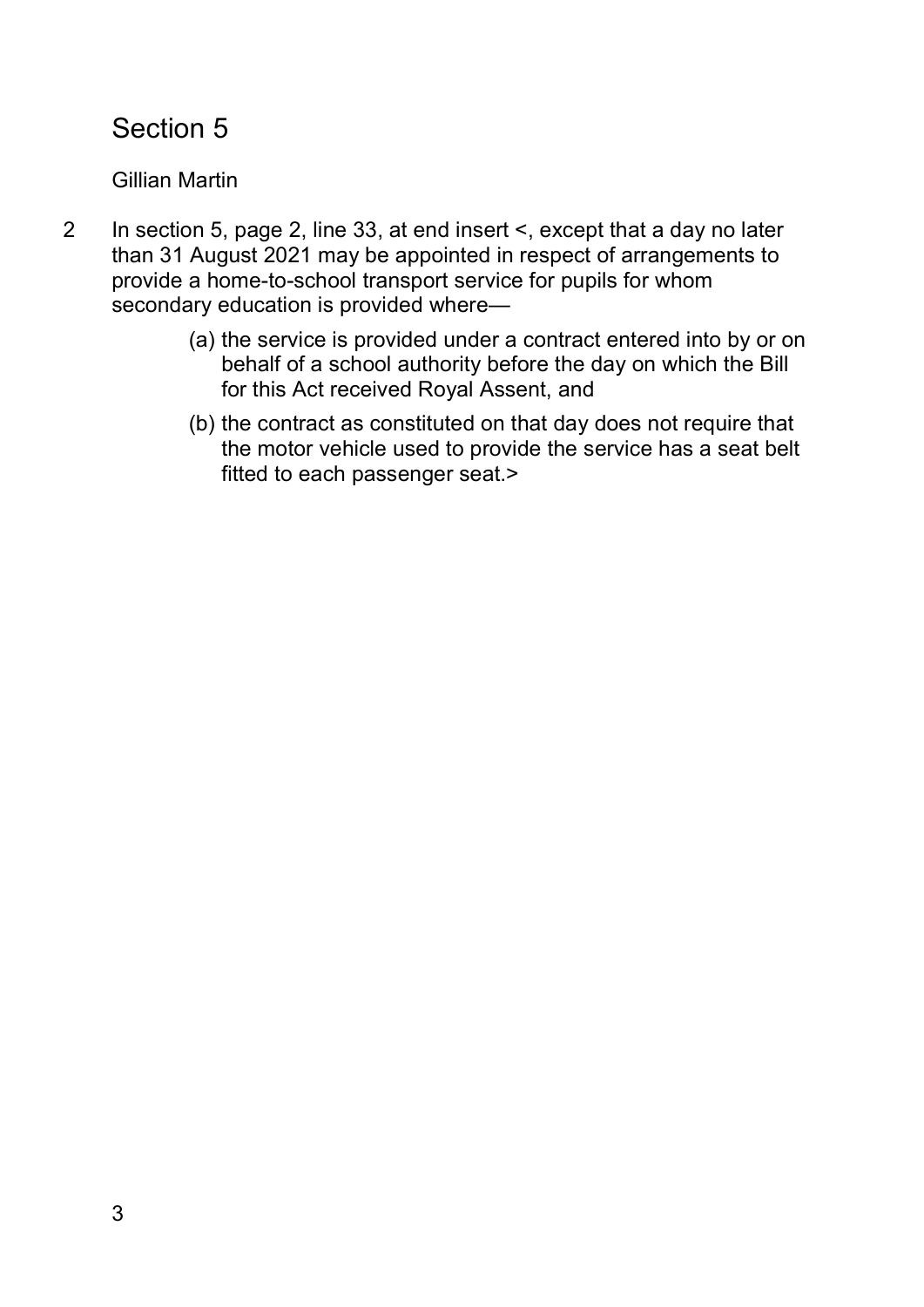## Section 5

Gillian Martin

2 In section 5, page 2, line 33, at end insert <, except that a day no later than 31 August 2021 may be appointed in respect of arrangements to provide a home-to-school transport service for pupils for whom secondary education is provided where—

(a) the service is provided under a contract entered into by or on behalf of a school authority before the day on which the Bill for this Act received Royal Assent, and

(b) the contract as constituted on that day does not require that the motor vehicle used to provide the service has a seat belt fitted to each passenger seat.>